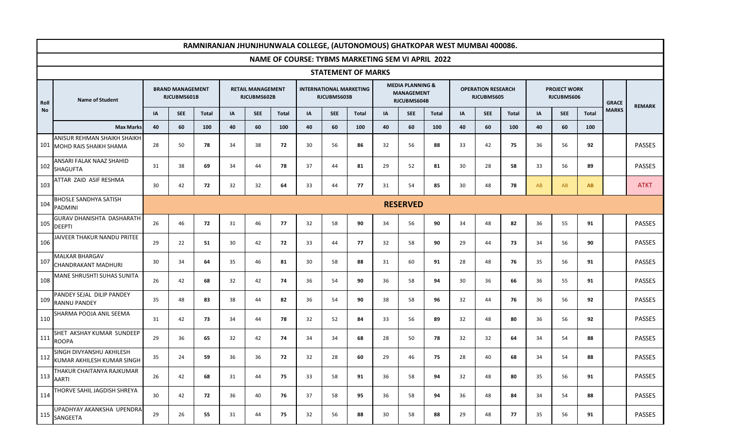# RAMNIRANJAN JHUNJHUNWALA COLLEGE, (AUTONOMOUS) GHATKOPAR WEST MUMBAI 400086.

## NAME OF COURSE: TYBMS MARKETING SEM VI APRIL 2022

### STATEMENT OF MARKS

| Roll No | Name of Student | BRAND MANAGEMENT RJCUBMS601B | | | RETAIL MANAGEMENT RJCUBMS602B | | | INTERNATIONAL MARKETING RJCUBMS603B | | | MEDIA PLANNING & MANAGEMENT RJCUBMS604B | | | OPERATION RESEARCH RJCUBMS605 | | | PROJECT WORK RJCUBMS606 | | | GRACE MARKS | REMARK |
|---|---|---|---|---|---|---|---|---|---|---|---|---|---|---|---|---|---|---|---|---|---|
| | | IA | SEE | Total | IA | SEE | Total | IA | SEE | Total | IA | SEE | Total | IA | SEE | Total | IA | SEE | Total | | |
| | **Max Marks** | 40 | 60 | 100 | 40 | 60 | 100 | 40 | 60 | 100 | 40 | 60 | 100 | 40 | 60 | 100 | 40 | 60 | 100 | | |
| 101 | ANISUR REHMAN SHAIKH SHAIKH MOHD RAIS SHAIKH SHAMA | 28 | 50 | **78** | 34 | 38 | **72** | 30 | 56 | **86** | 32 | 56 | **88** | 33 | 42 | **75** | 36 | 56 | **92** | | PASSES |
| 102 | ANSARI FALAK NAAZ SHAHID SHAGUFTA | 31 | 38 | **69** | 34 | 44 | **78** | 37 | 44 | **81** | 29 | 52 | **81** | 30 | 28 | **58** | 33 | 56 | **89** | | PASSES |
| 103 | ATTAR ZAID ASIF RESHMA | 30 | 42 | **72** | 32 | 32 | **64** | 33 | 44 | **77** | 31 | 54 | **85** | 30 | 48 | **78** | AB | AB | **AB** | | ATKT |
| 104 | BHOSLE SANDHYA SATISH PADMINI | **RESERVED** | | | | | | | | | | | | | | | | | | | |
| 105 | GURAV DHANISHTA DASHARATH DEEPTI | 26 | 46 | **72** | 31 | 46 | **77** | 32 | 58 | **90** | 34 | 56 | **90** | 34 | 48 | **82** | 36 | 55 | **91** | | PASSES |
| 106 | JAIVEER THAKUR NANDU PRITEE | 29 | 22 | **51** | 30 | 42 | **72** | 33 | 44 | **77** | 32 | 58 | **90** | 29 | 44 | **73** | 34 | 56 | **90** | | PASSES |
| 107 | MALKAR BHARGAV CHANDRAKANT MADHURI | 30 | 34 | **64** | 35 | 46 | **81** | 30 | 58 | **88** | 31 | 60 | **91** | 28 | 48 | **76** | 35 | 56 | **91** | | PASSES |
| 108 | MANE SHRUSHTI SUHAS SUNITA | 26 | 42 | **68** | 32 | 42 | **74** | 36 | 54 | **90** | 36 | 58 | **94** | 30 | 36 | **66** | 36 | 55 | **91** | | PASSES |
| 109 | PANDEY SEJAL DILIP PANDEY RANNU PANDEY | 35 | 48 | **83** | 38 | 44 | **82** | 36 | 54 | **90** | 38 | 58 | **96** | 32 | 44 | **76** | 36 | 56 | **92** | | PASSES |
| 110 | SHARMA POOJA ANIL SEEMA | 31 | 42 | **73** | 34 | 44 | **78** | 32 | 52 | **84** | 33 | 56 | **89** | 32 | 48 | **80** | 36 | 56 | **92** | | PASSES |
| 111 | SHET AKSHAY KUMAR SUNDEEP ROOPA | 29 | 36 | **65** | 32 | 42 | **74** | 34 | 34 | **68** | 28 | 50 | **78** | 32 | 32 | **64** | 34 | 54 | **88** | | PASSES |
| 112 | SINGH DIVYANSHU AKHILESH KUMAR AKHILESH KUMAR SINGH | 35 | 24 | **59** | 36 | 36 | **72** | 32 | 28 | **60** | 29 | 46 | **75** | 28 | 40 | **68** | 34 | 54 | **88** | | PASSES |
| 113 | THAKUR CHAITANYA RAJKUMAR AARTI | 26 | 42 | **68** | 31 | 44 | **75** | 33 | 58 | **91** | 36 | 58 | **94** | 32 | 48 | **80** | 35 | 56 | **91** | | PASSES |
| 114 | THORVE SAHIL JAGDISH SHREYA | 30 | 42 | **72** | 36 | 40 | **76** | 37 | 58 | **95** | 36 | 58 | **94** | 36 | 48 | **84** | 34 | 54 | **88** | | PASSES |
| 115 | UPADHYAY AKANKSHA UPENDRA SANGEETA | 29 | 26 | **55** | 31 | 44 | **75** | 32 | 56 | **88** | 30 | 58 | **88** | 29 | 48 | **77** | 35 | 56 | **91** | | PASSES |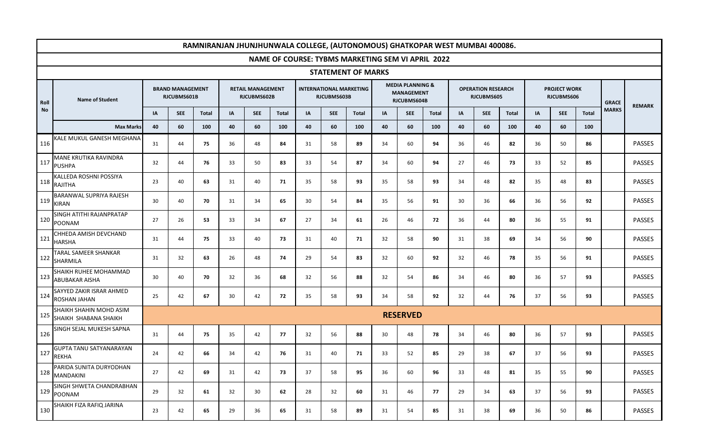# RAMNIRANJAN JHUNJHUNWALA COLLEGE, (AUTONOMOUS) GHATKOPAR WEST MUMBAI 400086.

## NAME OF COURSE: TYBMS MARKETING SEM VI APRIL 2022

### STATEMENT OF MARKS

| Roll No | Name of Student | BRAND MANAGEMENT RJCUBMS601B | | | RETAIL MANAGEMENT RJCUBMS602B | | | INTERNATIONAL MARKETING RJCUBMS603B | | | MEDIA PLANNING & MANAGEMENT RJCUBMS604B | | | OPERATION RESEARCH RJCUBMS605 | | | PROJECT WORK RJCUBMS606 | | | GRACE MARKS | REMARK |
|---|---|---|---|---|---|---|---|---|---|---|---|---|---|---|---|---|---|---|---|---|---|
| | | IA | SEE | Total | IA | SEE | Total | IA | SEE | Total | IA | SEE | Total | IA | SEE | Total | IA | SEE | Total | | |
| | **Max Marks** | 40 | 60 | 100 | 40 | 60 | 100 | 40 | 60 | 100 | 40 | 60 | 100 | 40 | 60 | 100 | 40 | 60 | 100 | | |
| 116 | KALE MUKUL GANESH MEGHANA | 31 | 44 | **75** | 36 | 48 | **84** | 31 | 58 | **89** | 34 | 60 | **94** | 36 | 46 | **82** | 36 | 50 | **86** | | PASSES |
| 117 | MANE KRUTIKA RAVINDRA PUSHPA | 32 | 44 | **76** | 33 | 50 | **83** | 33 | 54 | **87** | 34 | 60 | **94** | 27 | 46 | **73** | 33 | 52 | **85** | | PASSES |
| 118 | KALLEDA ROSHNI POSSIYA RAJITHA | 23 | 40 | **63** | 31 | 40 | **71** | 35 | 58 | **93** | 35 | 58 | **93** | 34 | 48 | **82** | 35 | 48 | **83** | | PASSES |
| 119 | BARANWAL SUPRIYA RAJESH KIRAN | 30 | 40 | **70** | 31 | 34 | **65** | 30 | 54 | **84** | 35 | 56 | **91** | 30 | 36 | **66** | 36 | 56 | **92** | | PASSES |
| 120 | SINGH ATITHI RAJANPRATAP POONAM | 27 | 26 | **53** | 33 | 34 | **67** | 27 | 34 | **61** | 26 | 46 | **72** | 36 | 44 | **80** | 36 | 55 | **91** | | PASSES |
| 121 | CHHEDA AMISH DEVCHAND HARSHA | 31 | 44 | **75** | 33 | 40 | **73** | 31 | 40 | **71** | 32 | 58 | **90** | 31 | 38 | **69** | 34 | 56 | **90** | | PASSES |
| 122 | TARAL SAMEER SHANKAR SHARMILA | 31 | 32 | **63** | 26 | 48 | **74** | 29 | 54 | **83** | 32 | 60 | **92** | 32 | 46 | **78** | 35 | 56 | **91** | | PASSES |
| 123 | SHAIKH RUHEE MOHAMMAD ABUBAKAR AISHA | 30 | 40 | **70** | 32 | 36 | **68** | 32 | 56 | **88** | 32 | 54 | **86** | 34 | 46 | **80** | 36 | 57 | **93** | | PASSES |
| 124 | SAYYED ZAKIR ISRAR AHMED ROSHAN JAHAN | 25 | 42 | **67** | 30 | 42 | **72** | 35 | 58 | **93** | 34 | 58 | **92** | 32 | 44 | **76** | 37 | 56 | **93** | | PASSES |
| 125 | SHAIKH SHAHIN MOHD ASIM SHAIKH SHABANA SHAIKH | **RESERVED** | | | | | | | | | | | | | | | | | | | |
| 126 | SINGH SEJAL MUKESH SAPNA | 31 | 44 | **75** | 35 | 42 | **77** | 32 | 56 | **88** | 30 | 48 | **78** | 34 | 46 | **80** | 36 | 57 | **93** | | PASSES |
| 127 | GUPTA TANU SATYANARAYAN REKHA | 24 | 42 | **66** | 34 | 42 | **76** | 31 | 40 | **71** | 33 | 52 | **85** | 29 | 38 | **67** | 37 | 56 | **93** | | PASSES |
| 128 | PARIDA SUNITA DURYODHAN MANDAKINI | 27 | 42 | **69** | 31 | 42 | **73** | 37 | 58 | **95** | 36 | 60 | **96** | 33 | 48 | **81** | 35 | 55 | **90** | | PASSES |
| 129 | SINGH SHWETA CHANDRABHAN POONAM | 29 | 32 | **61** | 32 | 30 | **62** | 28 | 32 | **60** | 31 | 46 | **77** | 29 | 34 | **63** | 37 | 56 | **93** | | PASSES |
| 130 | SHAIKH FIZA RAFIQ JARINA | 23 | 42 | **65** | 29 | 36 | **65** | 31 | 58 | **89** | 31 | 54 | **85** | 31 | 38 | **69** | 36 | 50 | **86** | | PASSES |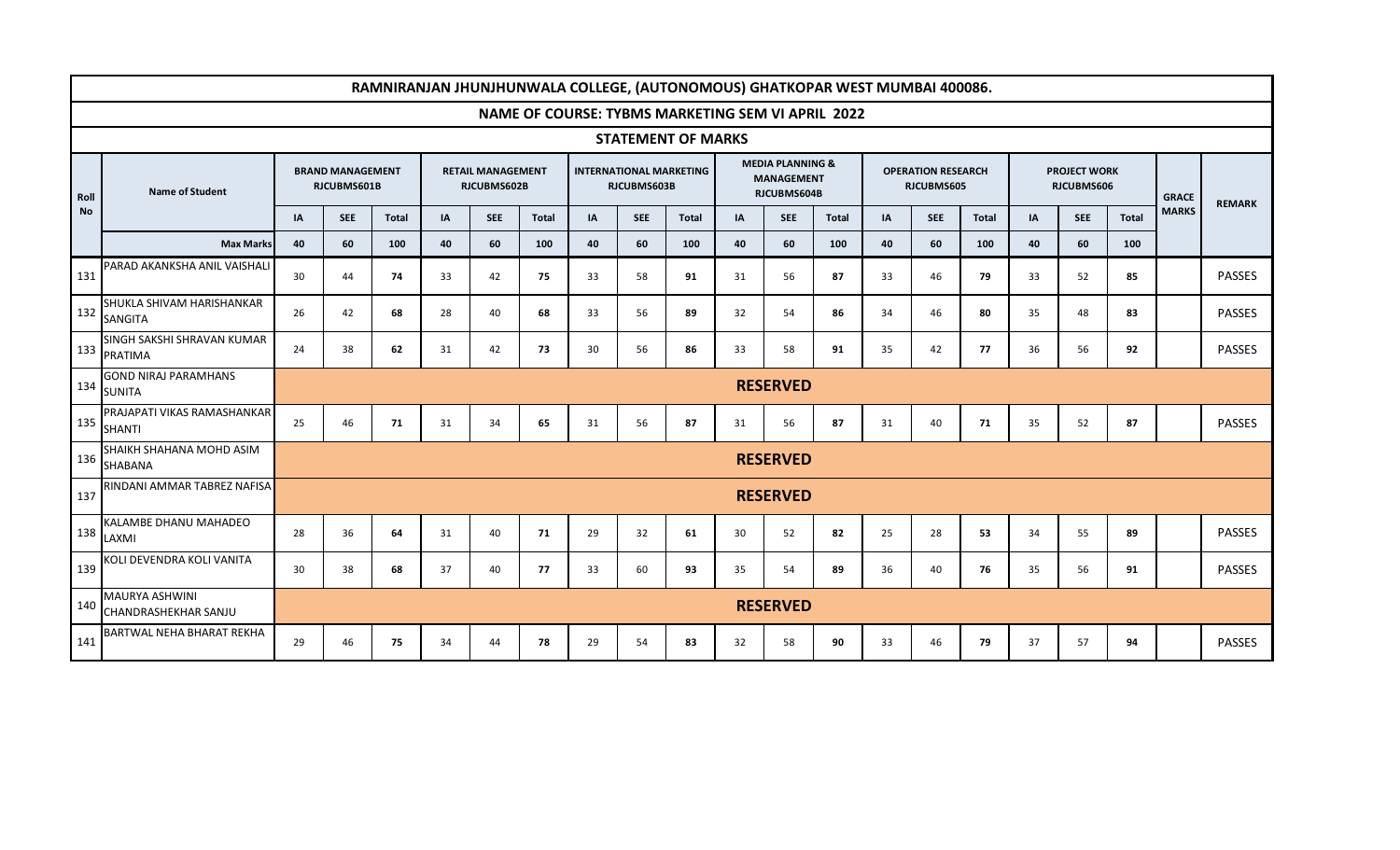# RAMNIRANJAN JHUNJHUNWALA COLLEGE, (AUTONOMOUS) GHATKOPAR WEST MUMBAI 400086.

## NAME OF COURSE: TYBMS MARKETING SEM VI APRIL 2022

### STATEMENT OF MARKS

| Roll No | Name of Student | BRAND MANAGEMENT RJCUBMS601B | | | RETAIL MANAGEMENT RJCUBMS602B | | | INTERNATIONAL MARKETING RJCUBMS603B | | | MEDIA PLANNING & MANAGEMENT RJCUBMS604B | | | OPERATION RESEARCH RJCUBMS605 | | | PROJECT WORK RJCUBMS606 | | | GRACE MARKS | REMARK |
|---|---|---|---|---|---|---|---|---|---|---|---|---|---|---|---|---|---|---|---|---|---|
| | | IA | SEE | Total | IA | SEE | Total | IA | SEE | Total | IA | SEE | Total | IA | SEE | Total | IA | SEE | Total | | |
| | **Max Marks** | 40 | 60 | 100 | 40 | 60 | 100 | 40 | 60 | 100 | 40 | 60 | 100 | 40 | 60 | 100 | 40 | 60 | 100 | | |
| 131 | PARAD AKANKSHA ANIL VAISHALI | 30 | 44 | **74** | 33 | 42 | **75** | 33 | 58 | **91** | 31 | 56 | **87** | 33 | 46 | **79** | 33 | 52 | **85** | | PASSES |
| 132 | SHUKLA SHIVAM HARISHANKAR SANGITA | 26 | 42 | **68** | 28 | 40 | **68** | 33 | 56 | **89** | 32 | 54 | **86** | 34 | 46 | **80** | 35 | 48 | **83** | | PASSES |
| 133 | SINGH SAKSHI SHRAVAN KUMAR PRATIMA | 24 | 38 | **62** | 31 | 42 | **73** | 30 | 56 | **86** | 33 | 58 | **91** | 35 | 42 | **77** | 36 | 56 | **92** | | PASSES |
| 134 | GOND NIRAJ PARAMHANS SUNITA | **RESERVED** | | | | | | | | | | | | | | | | | | | |
| 135 | PRAJAPATI VIKAS RAMASHANKAR SHANTI | 25 | 46 | **71** | 31 | 34 | **65** | 31 | 56 | **87** | 31 | 56 | **87** | 31 | 40 | **71** | 35 | 52 | **87** | | PASSES |
| 136 | SHAIKH SHAHANA MOHD ASIM SHABANA | **RESERVED** | | | | | | | | | | | | | | | | | | | |
| 137 | RINDANI AMMAR TABREZ NAFISA | **RESERVED** | | | | | | | | | | | | | | | | | | | |
| 138 | KALAMBE DHANU MAHADEO LAXMI | 28 | 36 | **64** | 31 | 40 | **71** | 29 | 32 | **61** | 30 | 52 | **82** | 25 | 28 | **53** | 34 | 55 | **89** | | PASSES |
| 139 | KOLI DEVENDRA KOLI VANITA | 30 | 38 | **68** | 37 | 40 | **77** | 33 | 60 | **93** | 35 | 54 | **89** | 36 | 40 | **76** | 35 | 56 | **91** | | PASSES |
| 140 | MAURYA ASHWINI CHANDRASHEKHAR SANJU | **RESERVED** | | | | | | | | | | | | | | | | | | | |
| 141 | BARTWAL NEHA BHARAT REKHA | 29 | 46 | **75** | 34 | 44 | **78** | 29 | 54 | **83** | 32 | 58 | **90** | 33 | 46 | **79** | 37 | 57 | **94** | | PASSES |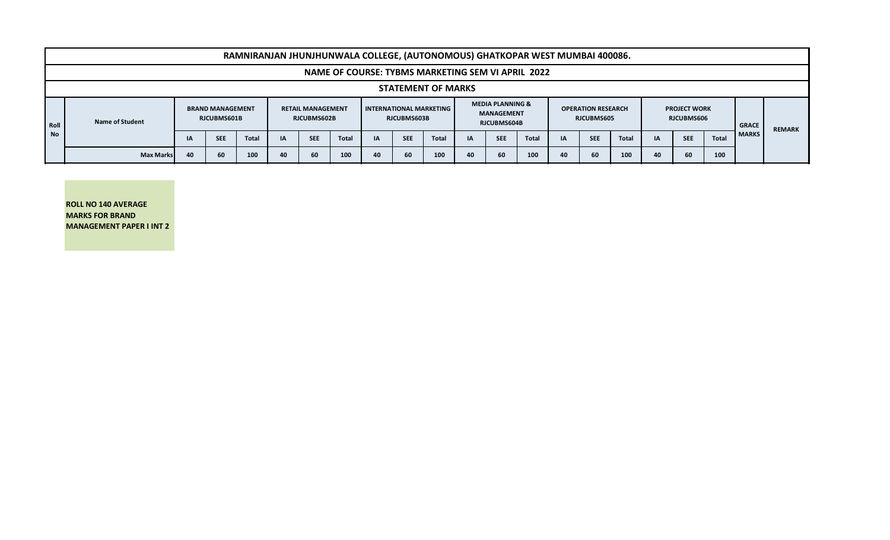| RAMNIRANJAN JHUNJHUNWALA COLLEGE, (AUTONOMOUS) GHATKOPAR WEST MUMBAI 400086. | | | | | | | | | | | | | | | | | | | | | |
|---|---|---|---|---|---|---|---|---|---|---|---|---|---|---|---|---|---|---|---|---|---|
| NAME OF COURSE: TYBMS MARKETING SEM VI APRIL 2022 | | | | | | | | | | | | | | | | | | | | | |
| STATEMENT OF MARKS | | | | | | | | | | | | | | | | | | | | | |
| Roll No | Name of Student | BRAND MANAGEMENT RJCUBMS601B | | | RETAIL MANAGEMENT RJCUBMS602B | | | INTERNATIONAL MARKETING RJCUBMS603B | | | MEDIA PLANNING & MANAGEMENT RJCUBMS604B | | | OPERATION RESEARCH RJCUBMS605 | | | PROJECT WORK RJCUBMS606 | | | GRACE MARKS | REMARK |
| | | IA | SEE | Total | IA | SEE | Total | IA | SEE | Total | IA | SEE | Total | IA | SEE | Total | IA | SEE | Total | | |
| | Max Marks | 40 | 60 | 100 | 40 | 60 | 100 | 40 | 60 | 100 | 40 | 60 | 100 | 40 | 60 | 100 | 40 | 60 | 100 | | |

**ROLL NO 140 AVERAGE MARKS FOR BRAND MANAGEMENT PAPER I INT 2**